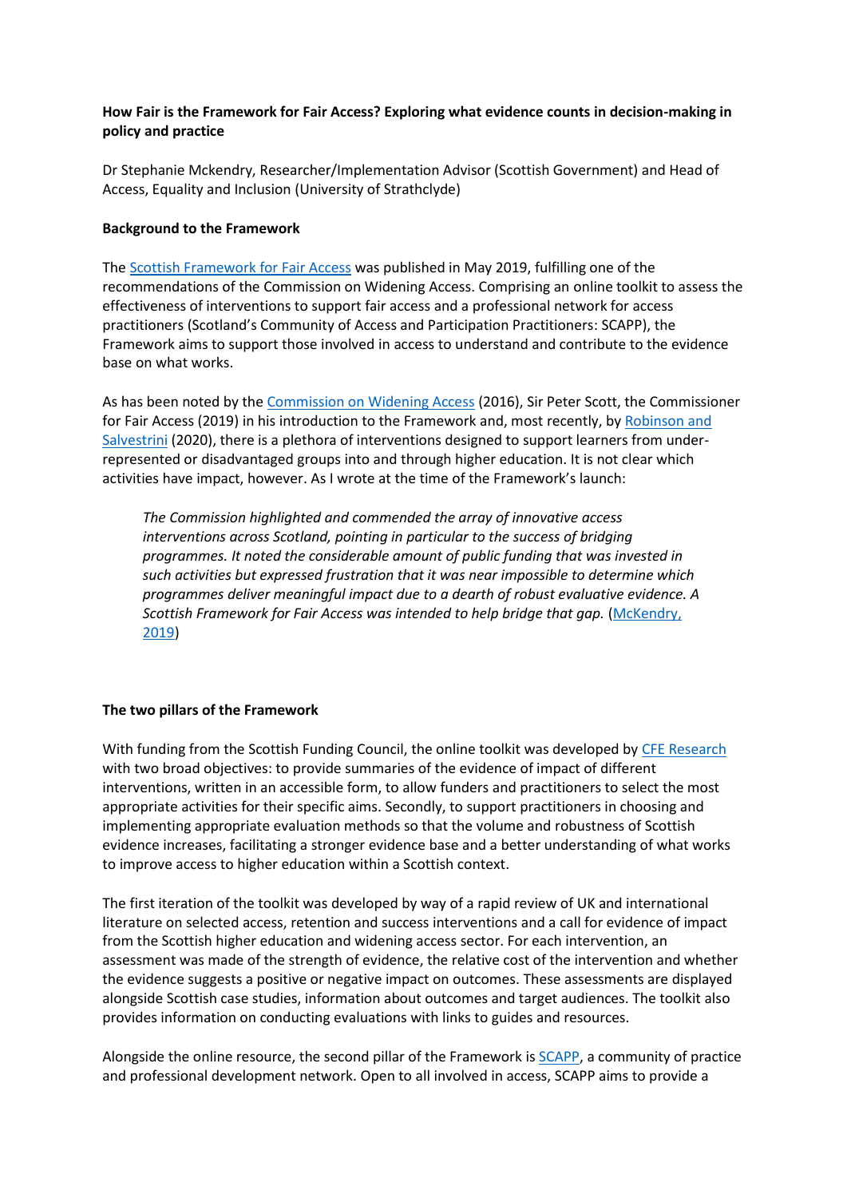**How Fair is the Framework for Fair Access? Exploring what evidence counts in decision-making in policy and practice**

Dr Stephanie Mckendry, Researcher/Implementation Advisor (Scottish Government) and Head of Access, Equality and Inclusion (University of Strathclyde)

**Background to the Framework**

The Scottish Framework for Fair Access was published in May 2019, fulfilling one of the recommendations of the Commission on Widening Access. Comprising an online toolkit to assess the effectiveness of interventions to support fair access and a professional network for access practitioners (Scotland's Community of Access and Participation Practitioners: SCAPP), the Framework aims to support those involved in access to understand and contribute to the evidence base on what works.

As has been noted by the Commission on Widening Access (2016), Sir Peter Scott, the Commissioner for Fair Access (2019) in his introduction to the Framework and, most recently, by Robinson and Salvestrini (2020), there is a plethora of interventions designed to support learners from under-represented or disadvantaged groups into and through higher education. It is not clear which activities have impact, however. As I wrote at the time of the Framework's launch:

> *The Commission highlighted and commended the array of innovative access interventions across Scotland, pointing in particular to the success of bridging programmes. It noted the considerable amount of public funding that was invested in such activities but expressed frustration that it was near impossible to determine which programmes deliver meaningful impact due to a dearth of robust evaluative evidence. A Scottish Framework for Fair Access was intended to help bridge that gap.* (McKendry, 2019)

**The two pillars of the Framework**

With funding from the Scottish Funding Council, the online toolkit was developed by CFE Research with two broad objectives: to provide summaries of the evidence of impact of different interventions, written in an accessible form, to allow funders and practitioners to select the most appropriate activities for their specific aims. Secondly, to support practitioners in choosing and implementing appropriate evaluation methods so that the volume and robustness of Scottish evidence increases, facilitating a stronger evidence base and a better understanding of what works to improve access to higher education within a Scottish context.

The first iteration of the toolkit was developed by way of a rapid review of UK and international literature on selected access, retention and success interventions and a call for evidence of impact from the Scottish higher education and widening access sector. For each intervention, an assessment was made of the strength of evidence, the relative cost of the intervention and whether the evidence suggests a positive or negative impact on outcomes. These assessments are displayed alongside Scottish case studies, information about outcomes and target audiences. The toolkit also provides information on conducting evaluations with links to guides and resources.

Alongside the online resource, the second pillar of the Framework is SCAPP, a community of practice and professional development network. Open to all involved in access, SCAPP aims to provide a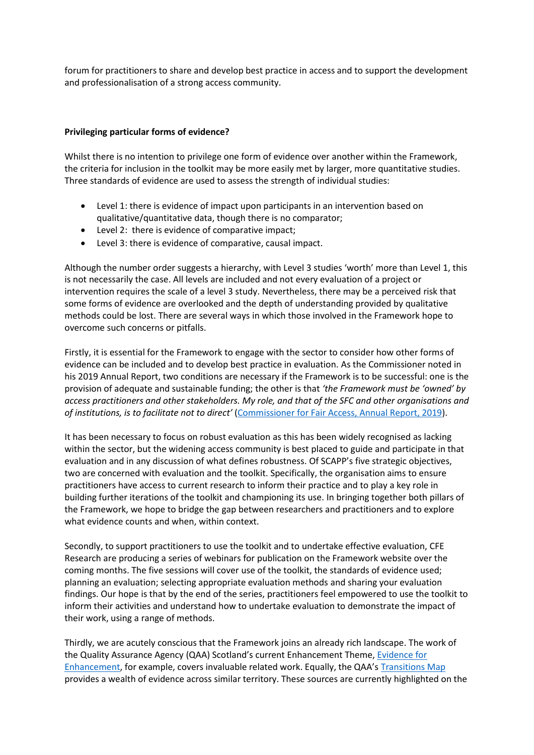forum for practitioners to share and develop best practice in access and to support the development and professionalisation of a strong access community.

**Privileging particular forms of evidence?**

Whilst there is no intention to privilege one form of evidence over another within the Framework, the criteria for inclusion in the toolkit may be more easily met by larger, more quantitative studies. Three standards of evidence are used to assess the strength of individual studies:

- Level 1: there is evidence of impact upon participants in an intervention based on qualitative/quantitative data, though there is no comparator;
- Level 2: there is evidence of comparative impact;
- Level 3: there is evidence of comparative, causal impact.

Although the number order suggests a hierarchy, with Level 3 studies 'worth' more than Level 1, this is not necessarily the case. All levels are included and not every evaluation of a project or intervention requires the scale of a level 3 study. Nevertheless, there may be a perceived risk that some forms of evidence are overlooked and the depth of understanding provided by qualitative methods could be lost. There are several ways in which those involved in the Framework hope to overcome such concerns or pitfalls.

Firstly, it is essential for the Framework to engage with the sector to consider how other forms of evidence can be included and to develop best practice in evaluation. As the Commissioner noted in his 2019 Annual Report, two conditions are necessary if the Framework is to be successful: one is the provision of adequate and sustainable funding; the other is that *'the Framework must be 'owned' by access practitioners and other stakeholders. My role, and that of the SFC and other organisations and of institutions, is to facilitate not to direct'* (Commissioner for Fair Access, Annual Report, 2019).

It has been necessary to focus on robust evaluation as this has been widely recognised as lacking within the sector, but the widening access community is best placed to guide and participate in that evaluation and in any discussion of what defines robustness. Of SCAPP's five strategic objectives, two are concerned with evaluation and the toolkit. Specifically, the organisation aims to ensure practitioners have access to current research to inform their practice and to play a key role in building further iterations of the toolkit and championing its use. In bringing together both pillars of the Framework, we hope to bridge the gap between researchers and practitioners and to explore what evidence counts and when, within context.

Secondly, to support practitioners to use the toolkit and to undertake effective evaluation, CFE Research are producing a series of webinars for publication on the Framework website over the coming months. The five sessions will cover use of the toolkit, the standards of evidence used; planning an evaluation; selecting appropriate evaluation methods and sharing your evaluation findings. Our hope is that by the end of the series, practitioners feel empowered to use the toolkit to inform their activities and understand how to undertake evaluation to demonstrate the impact of their work, using a range of methods.

Thirdly, we are acutely conscious that the Framework joins an already rich landscape. The work of the Quality Assurance Agency (QAA) Scotland's current Enhancement Theme, Evidence for Enhancement, for example, covers invaluable related work. Equally, the QAA's Transitions Map provides a wealth of evidence across similar territory. These sources are currently highlighted on the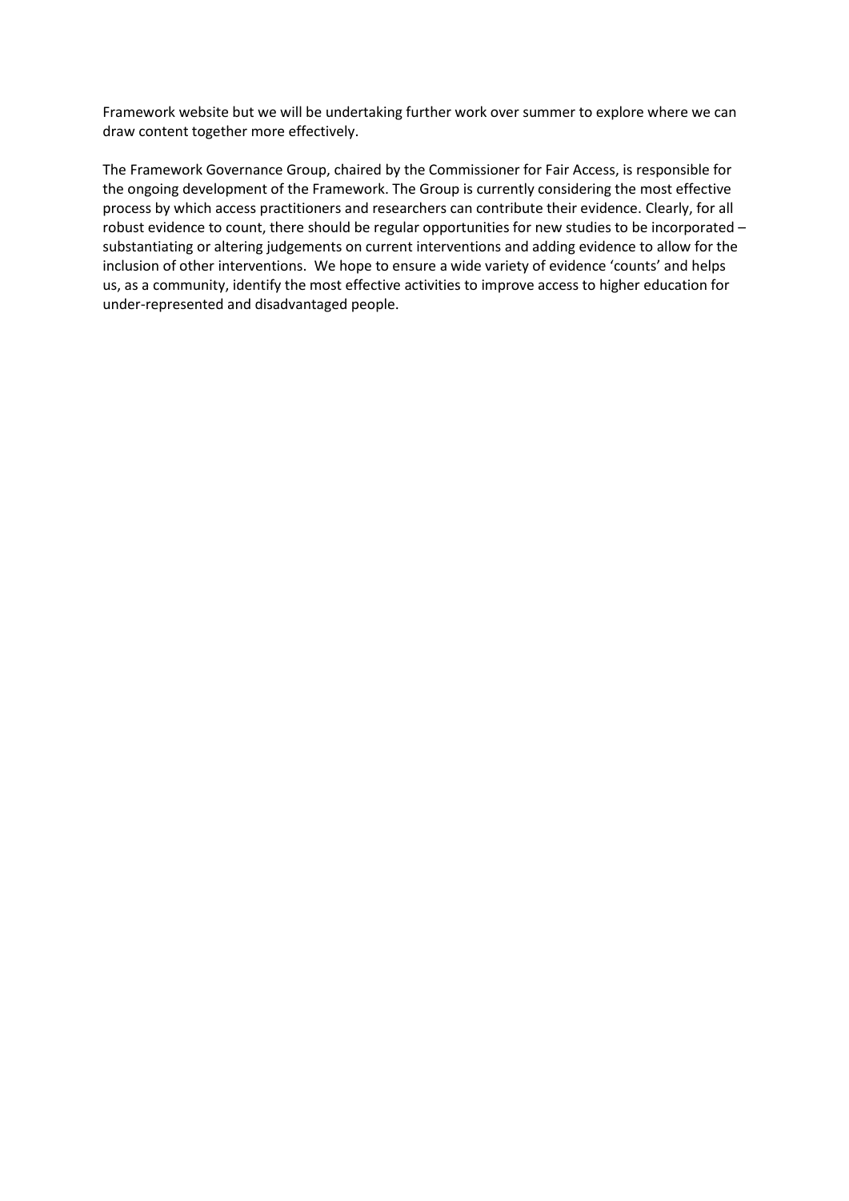Framework website but we will be undertaking further work over summer to explore where we can draw content together more effectively.

The Framework Governance Group, chaired by the Commissioner for Fair Access, is responsible for the ongoing development of the Framework. The Group is currently considering the most effective process by which access practitioners and researchers can contribute their evidence. Clearly, for all robust evidence to count, there should be regular opportunities for new studies to be incorporated – substantiating or altering judgements on current interventions and adding evidence to allow for the inclusion of other interventions. We hope to ensure a wide variety of evidence 'counts' and helps us, as a community, identify the most effective activities to improve access to higher education for under-represented and disadvantaged people.